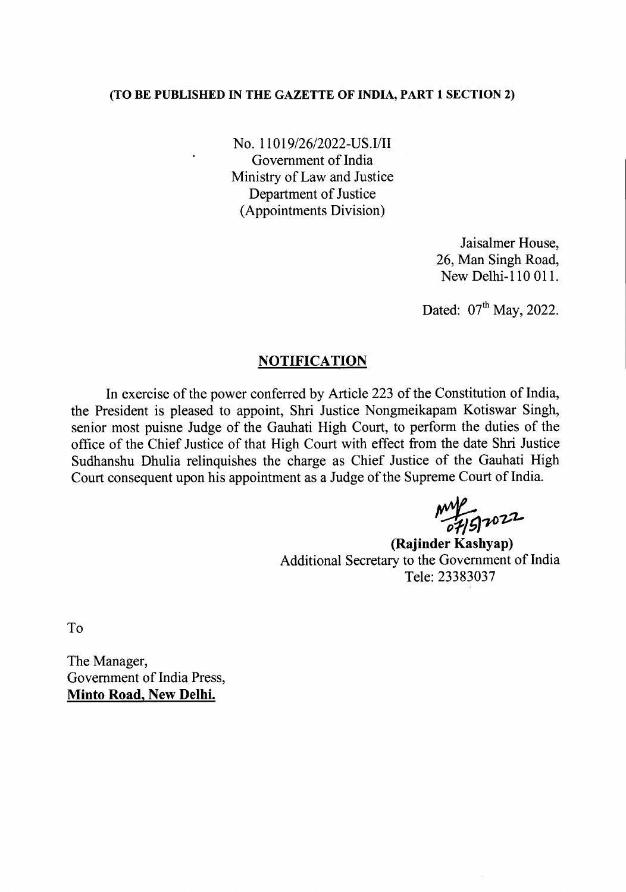**(TO BE PUBLISHED IN THE GAZETTE OF INDIA, PART 1 SECTION 2)**

No. 11019/26/2022-US.I/II
Government of India
Ministry of Law and Justice
Department of Justice
(Appointments Division)

Jaisalmer House,
26, Man Singh Road,
New Delhi-110 011.

Dated: 07th May, 2022.

## **NOTIFICATION**

In exercise of the power conferred by Article 223 of the Constitution of India, the President is pleased to appoint, Shri Justice Nongmeikapam Kotiswar Singh, senior most puisne Judge of the Gauhati High Court, to perform the duties of the office of the Chief Justice of that High Court with effect from the date Shri Justice Sudhanshu Dhulia relinquishes the charge as Chief Justice of the Gauhati High Court consequent upon his appointment as a Judge of the Supreme Court of India.

07/5/2022

**(Rajinder Kashyap)**
Additional Secretary to the Government of India
Tele: 23383037

To

The Manager,
Government of India Press,
**Minto Road, New Delhi.**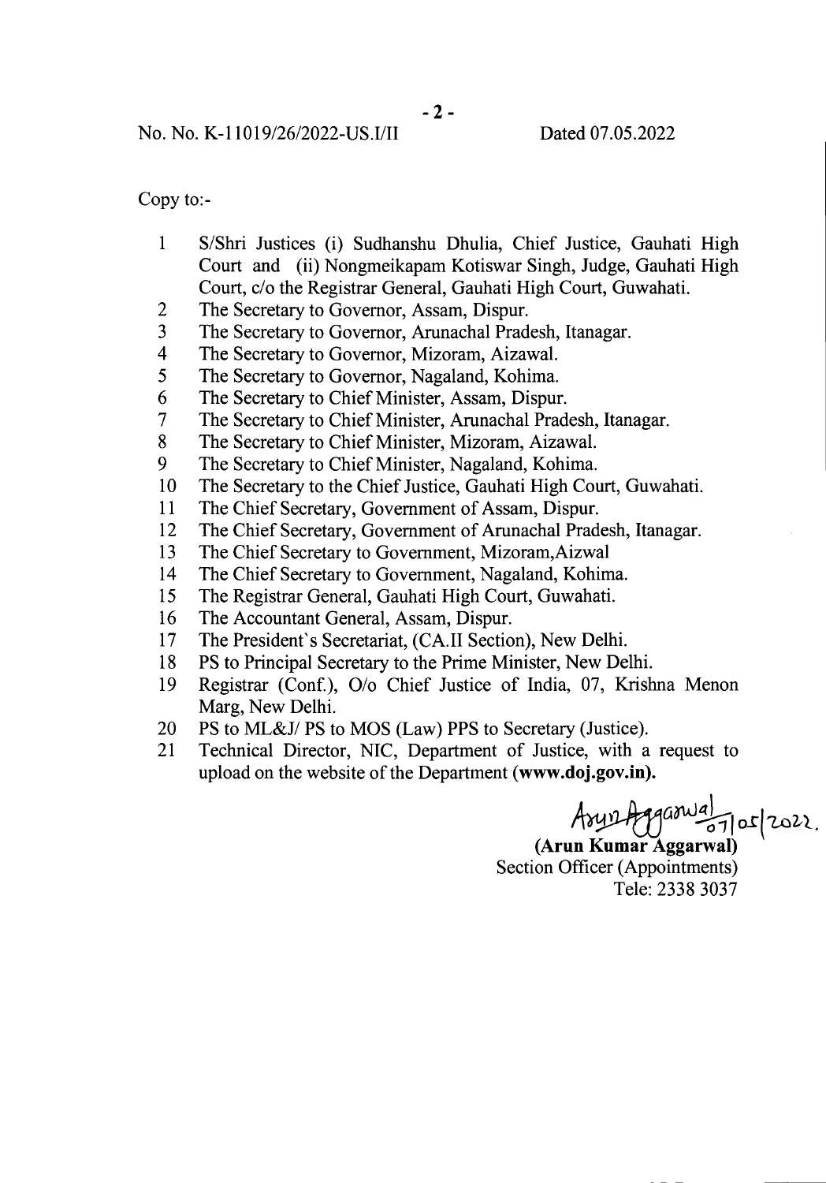No. No. K-11019/26/2022-US.I/II Dated 07.05.2022

Copy to:-

1. S/Shri Justices (i) Sudhanshu Dhulia, Chief Justice, Gauhati High Court and (ii) Nongmeikapam Kotiswar Singh, Judge, Gauhati High Court, c/o the Registrar General, Gauhati High Court, Guwahati.
2. The Secretary to Governor, Assam, Dispur.
3. The Secretary to Governor, Arunachal Pradesh, Itanagar.
4. The Secretary to Governor, Mizoram, Aizawal.
5. The Secretary to Governor, Nagaland, Kohima.
6. The Secretary to Chief Minister, Assam, Dispur.
7. The Secretary to Chief Minister, Arunachal Pradesh, Itanagar.
8. The Secretary to Chief Minister, Mizoram, Aizawal.
9. The Secretary to Chief Minister, Nagaland, Kohima.
10. The Secretary to the Chief Justice, Gauhati High Court, Guwahati.
11. The Chief Secretary, Government of Assam, Dispur.
12. The Chief Secretary, Government of Arunachal Pradesh, Itanagar.
13. The Chief Secretary to Government, Mizoram,Aizwal
14. The Chief Secretary to Government, Nagaland, Kohima.
15. The Registrar General, Gauhati High Court, Guwahati.
16. The Accountant General, Assam, Dispur.
17. The President`s Secretariat, (CA.II Section), New Delhi.
18. PS to Principal Secretary to the Prime Minister, New Delhi.
19. Registrar (Conf.), O/o Chief Justice of India, 07, Krishna Menon Marg, New Delhi.
20. PS to ML&J/ PS to MOS (Law) PPS to Secretary (Justice).
21. Technical Director, NIC, Department of Justice, with a request to upload on the website of the Department **(www.doj.gov.in).**

Arun Aggarwal 07/05/2022.

**(Arun Kumar Aggarwal)**
Section Officer (Appointments)
Tele: 2338 3037